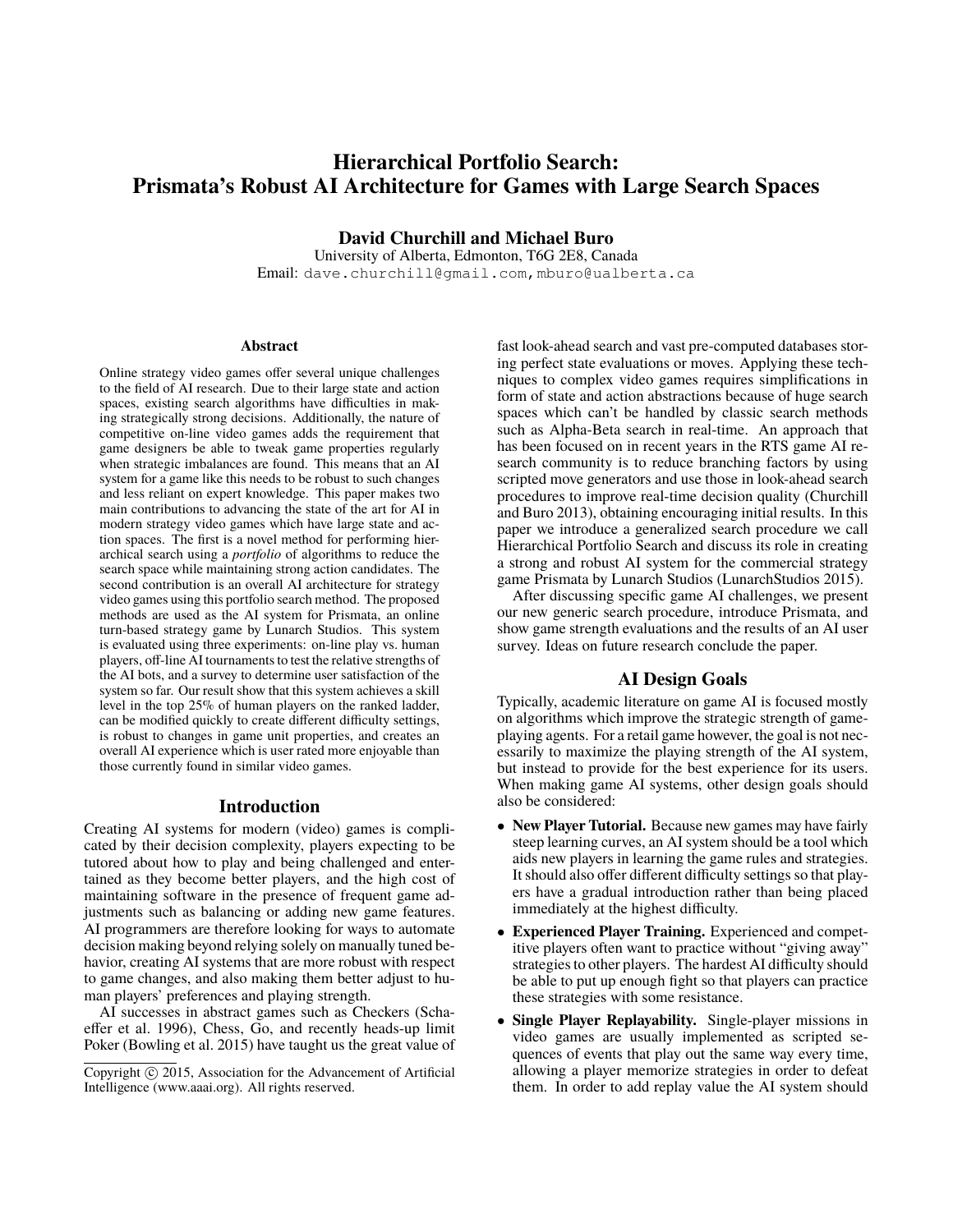# Hierarchical Portfolio Search: Prismata's Robust AI Architecture for Games with Large Search Spaces

**David Churchill and Michael Buro**

University of Alberta, Edmonton, T6G 2E8, Canada

Email: dave.churchill@gmail.com, mburo@ualberta.ca

### Abstract

Online strategy video games offer several unique challenges to the field of AI research. Due to their large state and action spaces, existing search algorithms have difficulties in making strategically strong decisions. Additionally, the nature of competitive on-line video games adds the requirement that game designers be able to tweak game properties regularly when strategic imbalances are found. This means that an AI system for a game like this needs to be robust to such changes and less reliant on expert knowledge. This paper makes two main contributions to advancing the state of the art for AI in modern strategy video games which have large state and action spaces. The first is a novel method for performing hierarchical search using a *portfolio* of algorithms to reduce the search space while maintaining strong action candidates. The second contribution is an overall AI architecture for strategy video games using this portfolio search method. The proposed methods are used as the AI system for Prismata, an online turn-based strategy game by Lunarch Studios. This system is evaluated using three experiments: on-line play vs. human players, off-line AI tournaments to test the relative strengths of the AI bots, and a survey to determine user satisfaction of the system so far. Our result show that this system achieves a skill level in the top 25% of human players on the ranked ladder, can be modified quickly to create different difficulty settings, is robust to changes in game unit properties, and creates an overall AI experience which is user rated more enjoyable than those currently found in similar video games.

## Introduction

Creating AI systems for modern (video) games is complicated by their decision complexity, players expecting to be tutored about how to play and being challenged and entertained as they become better players, and the high cost of maintaining software in the presence of frequent game adjustments such as balancing or adding new game features. AI programmers are therefore looking for ways to automate decision making beyond relying solely on manually tuned behavior, creating AI systems that are more robust with respect to game changes, and also making them better adjust to human players' preferences and playing strength.

AI successes in abstract games such as Checkers (Schaeffer et al. 1996), Chess, Go, and recently heads-up limit Poker (Bowling et al. 2015) have taught us the great value of fast look-ahead search and vast pre-computed databases storing perfect state evaluations or moves. Applying these techniques to complex video games requires simplifications in form of state and action abstractions because of huge search spaces which can't be handled by classic search methods such as Alpha-Beta search in real-time. An approach that has been focused on in recent years in the RTS game AI research community is to reduce branching factors by using scripted move generators and use those in look-ahead search procedures to improve real-time decision quality (Churchill and Buro 2013), obtaining encouraging initial results. In this paper we introduce a generalized search procedure we call Hierarchical Portfolio Search and discuss its role in creating a strong and robust AI system for the commercial strategy game Prismata by Lunarch Studios (LunarchStudios 2015).

After discussing specific game AI challenges, we present our new generic search procedure, introduce Prismata, and show game strength evaluations and the results of an AI user survey. Ideas on future research conclude the paper.

## AI Design Goals

Typically, academic literature on game AI is focused mostly on algorithms which improve the strategic strength of game-playing agents. For a retail game however, the goal is not necessarily to maximize the playing strength of the AI system, but instead to provide for the best experience for its users. When making game AI systems, other design goals should also be considered:

- **New Player Tutorial.** Because new games may have fairly steep learning curves, an AI system should be a tool which aids new players in learning the game rules and strategies. It should also offer different difficulty settings so that players have a gradual introduction rather than being placed immediately at the highest difficulty.
- **Experienced Player Training.** Experienced and competitive players often want to practice without "giving away" strategies to other players. The hardest AI difficulty should be able to put up enough fight so that players can practice these strategies with some resistance.
- **Single Player Replayability.** Single-player missions in video games are usually implemented as scripted sequences of events that play out the same way every time, allowing a player memorize strategies in order to defeat them. In order to add replay value the AI system should

Copyright © 2015, Association for the Advancement of Artificial Intelligence (www.aaai.org). All rights reserved.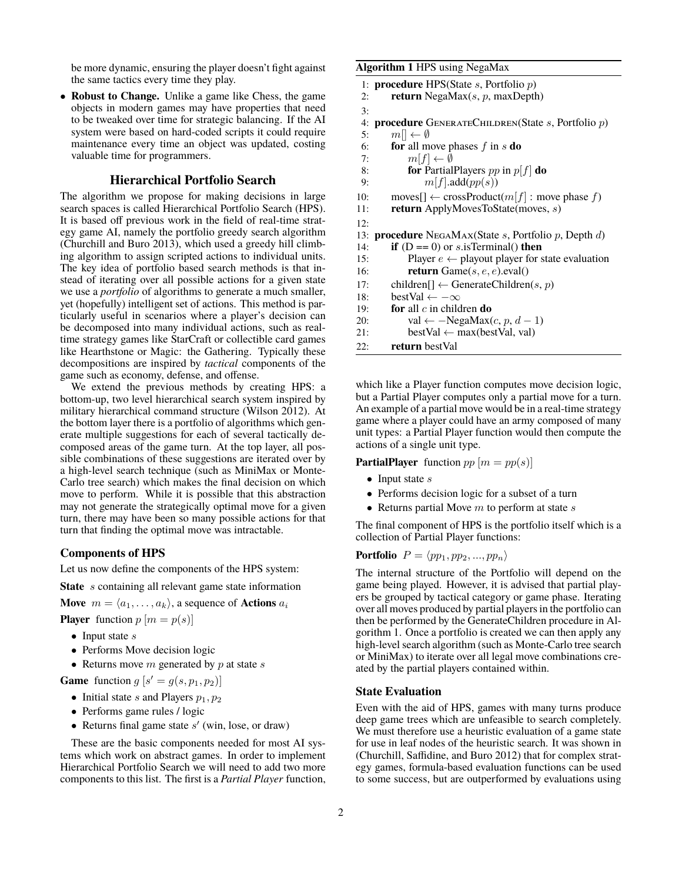be more dynamic, ensuring the player doesn't fight against the same tactics every time they play.

- **Robust to Change.** Unlike a game like Chess, the game objects in modern games may have properties that need to be tweaked over time for strategic balancing. If the AI system were based on hard-coded scripts it could require maintenance every time an object was updated, costing valuable time for programmers.

## Hierarchical Portfolio Search

The algorithm we propose for making decisions in large search spaces is called Hierarchical Portfolio Search (HPS). It is based off previous work in the field of real-time strategy game AI, namely the portfolio greedy search algorithm (Churchill and Buro 2013), which used a greedy hill climbing algorithm to assign scripted actions to individual units. The key idea of portfolio based search methods is that instead of iterating over all possible actions for a given state we use a *portfolio* of algorithms to generate a much smaller, yet (hopefully) intelligent set of actions. This method is particularly useful in scenarios where a player's decision can be decomposed into many individual actions, such as real-time strategy games like StarCraft or collectible card games like Hearthstone or Magic: the Gathering. Typically these decompositions are inspired by *tactical* components of the game such as economy, defense, and offense.

We extend the previous methods by creating HPS: a bottom-up, two level hierarchical search system inspired by military hierarchical command structure (Wilson 2012). At the bottom layer there is a portfolio of algorithms which generate multiple suggestions for each of several tactically decomposed areas of the game turn. At the top layer, all possible combinations of these suggestions are iterated over by a high-level search technique (such as MiniMax or Monte-Carlo tree search) which makes the final decision on which move to perform. While it is possible that this abstraction may not generate the strategically optimal move for a given turn, there may have been so many possible actions for that turn that finding the optimal move was intractable.

### Components of HPS

Let us now define the components of the HPS system:

**State** $s$ containing all relevant game state information

**Move** $m = \langle a_1, \ldots, a_k \rangle$, a sequence of **Actions** $a_i$

**Player** function $p$ $[m = p(s)]$

- Input state $s$
- Performs Move decision logic
- Returns move $m$ generated by $p$ at state $s$

**Game** function $g$ $[s' = g(s, p_1, p_2)]$

- Initial state $s$ and Players $p_1, p_2$
- Performs game rules / logic
- Returns final game state $s'$ (win, lose, or draw)

These are the basic components needed for most AI systems which work on abstract games. In order to implement Hierarchical Portfolio Search we will need to add two more components to this list. The first is a *Partial Player* function, which like a Player function computes move decision logic, but a Partial Player computes only a partial move for a turn. An example of a partial move would be in a real-time strategy game where a player could have an army composed of many unit types: a Partial Player function would then compute the actions of a single unit type.

**PartialPlayer** function $pp$ $[m = pp(s)]$

- Input state $s$
- Performs decision logic for a subset of a turn
- Returns partial Move $m$ to perform at state $s$

The final component of HPS is the portfolio itself which is a collection of Partial Player functions:

**Portfolio** $P = \langle pp_1, pp_2, ..., pp_n \rangle$

The internal structure of the Portfolio will depend on the game being played. However, it is advised that partial players be grouped by tactical category or game phase. Iterating over all moves produced by partial players in the portfolio can then be performed by the GenerateChildren procedure in Algorithm 1. Once a portfolio is created we can then apply any high-level search algorithm (such as Monte-Carlo tree search or MiniMax) to iterate over all legal move combinations created by the partial players contained within.

**Algorithm 1** HPS using NegaMax

```
1:  procedure HPS(State s, Portfolio p)
2:      return NegaMax(s, p, maxDepth)
3:
4:  procedure GenerateChildren(State s, Portfolio p)
5:      m[] ← ∅
6:      for all move phases f in s do
7:          m[f] ← ∅
8:          for PartialPlayers pp in p[f] do
9:              m[f].add(pp(s))
10:     moves[] ← crossProduct(m[f] : move phase f)
11:     return ApplyMovesToState(moves, s)
12:
13: procedure NegaMax(State s, Portfolio p, Depth d)
14:     if (D == 0) or s.isTerminal() then
15:         Player e ← playout player for state evaluation
16:         return Game(s, e, e).eval()
17:     children[] ← GenerateChildren(s, p)
18:     bestVal ← −∞
19:     for all c in children do
20:         val ← −NegaMax(c, p, d − 1)
21:         bestVal ← max(bestVal, val)
22:     return bestVal
```

### State Evaluation

Even with the aid of HPS, games with many turns produce deep game trees which are unfeasible to search completely. We must therefore use a heuristic evaluation of a game state for use in leaf nodes of the heuristic search. It was shown in (Churchill, Saffidine, and Buro 2012) that for complex strategy games, formula-based evaluation functions can be used to some success, but are outperformed by evaluations using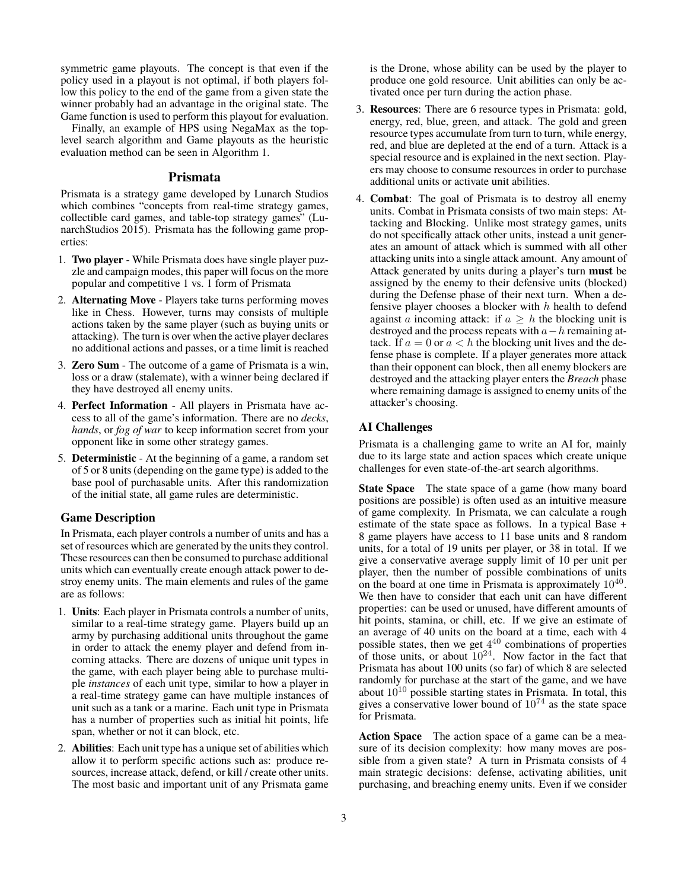symmetric game playouts. The concept is that even if the policy used in a playout is not optimal, if both players follow this policy to the end of the game from a given state the winner probably had an advantage in the original state. The Game function is used to perform this playout for evaluation.

Finally, an example of HPS using NegaMax as the top-level search algorithm and Game playouts as the heuristic evaluation method can be seen in Algorithm 1.

## Prismata

Prismata is a strategy game developed by Lunarch Studios which combines "concepts from real-time strategy games, collectible card games, and table-top strategy games" (LunarchStudios 2015). Prismata has the following game properties:

1. **Two player** - While Prismata does have single player puzzle and campaign modes, this paper will focus on the more popular and competitive 1 vs. 1 form of Prismata
2. **Alternating Move** - Players take turns performing moves like in Chess. However, turns may consists of multiple actions taken by the same player (such as buying units or attacking). The turn is over when the active player declares no additional actions and passes, or a time limit is reached
3. **Zero Sum** - The outcome of a game of Prismata is a win, loss or a draw (stalemate), with a winner being declared if they have destroyed all enemy units.
4. **Perfect Information** - All players in Prismata have access to all of the game's information. There are no *decks*, *hands*, or *fog of war* to keep information secret from your opponent like in some other strategy games.
5. **Deterministic** - At the beginning of a game, a random set of 5 or 8 units (depending on the game type) is added to the base pool of purchasable units. After this randomization of the initial state, all game rules are deterministic.

### Game Description

In Prismata, each player controls a number of units and has a set of resources which are generated by the units they control. These resources can then be consumed to purchase additional units which can eventually create enough attack power to destroy enemy units. The main elements and rules of the game are as follows:

1. **Units**: Each player in Prismata controls a number of units, similar to a real-time strategy game. Players build up an army by purchasing additional units throughout the game in order to attack the enemy player and defend from incoming attacks. There are dozens of unique unit types in the game, with each player being able to purchase multiple *instances* of each unit type, similar to how a player in a real-time strategy game can have multiple instances of unit such as a tank or a marine. Each unit type in Prismata has a number of properties such as initial hit points, life span, whether or not it can block, etc.
2. **Abilities**: Each unit type has a unique set of abilities which allow it to perform specific actions such as: produce resources, increase attack, defend, or kill / create other units. The most basic and important unit of any Prismata game is the Drone, whose ability can be used by the player to produce one gold resource. Unit abilities can only be activated once per turn during the action phase.
3. **Resources**: There are 6 resource types in Prismata: gold, energy, red, blue, green, and attack. The gold and green resource types accumulate from turn to turn, while energy, red, and blue are depleted at the end of a turn. Attack is a special resource and is explained in the next section. Players may choose to consume resources in order to purchase additional units or activate unit abilities.
4. **Combat**: The goal of Prismata is to destroy all enemy units. Combat in Prismata consists of two main steps: Attacking and Blocking. Unlike most strategy games, units do not specifically attack other units, instead a unit generates an amount of attack which is summed with all other attacking units into a single attack amount. Any amount of Attack generated by units during a player's turn **must** be assigned by the enemy to their defensive units (blocked) during the Defense phase of their next turn. When a defensive player chooses a blocker with $h$ health to defend against $a$ incoming attack: if $a \geq h$ the blocking unit is destroyed and the process repeats with $a - h$ remaining attack. If $a = 0$ or $a < h$ the blocking unit lives and the defense phase is complete. If a player generates more attack than their opponent can block, then all enemy blockers are destroyed and the attacking player enters the *Breach* phase where remaining damage is assigned to enemy units of the attacker's choosing.

### AI Challenges

Prismata is a challenging game to write an AI for, mainly due to its large state and action spaces which create unique challenges for even state-of-the-art search algorithms.

**State Space** The state space of a game (how many board positions are possible) is often used as an intuitive measure of game complexity. In Prismata, we can calculate a rough estimate of the state space as follows. In a typical Base + 8 game players have access to 11 base units and 8 random units, for a total of 19 units per player, or 38 in total. If we give a conservative average supply limit of 10 per unit per player, then the number of possible combinations of units on the board at one time in Prismata is approximately $10^{40}$. We then have to consider that each unit can have different properties: can be used or unused, have different amounts of hit points, stamina, or chill, etc. If we give an estimate of an average of 40 units on the board at a time, each with 4 possible states, then we get $4^{40}$ combinations of properties of those units, or about $10^{24}$. Now factor in the fact that Prismata has about 100 units (so far) of which 8 are selected randomly for purchase at the start of the game, and we have about $10^{10}$ possible starting states in Prismata. In total, this gives a conservative lower bound of $10^{74}$ as the state space for Prismata.

**Action Space** The action space of a game can be a measure of its decision complexity: how many moves are possible from a given state? A turn in Prismata consists of 4 main strategic decisions: defense, activating abilities, unit purchasing, and breaching enemy units. Even if we consider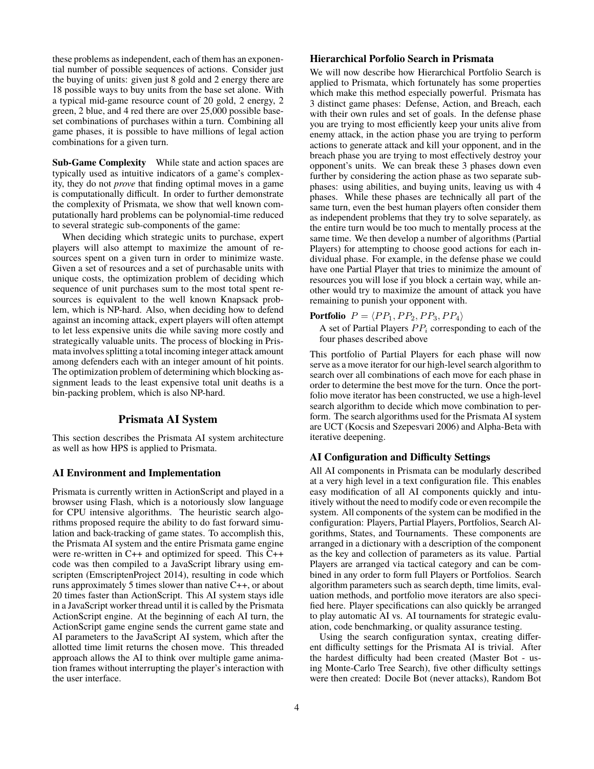these problems as independent, each of them has an exponential number of possible sequences of actions. Consider just the buying of units: given just 8 gold and 2 energy there are 18 possible ways to buy units from the base set alone. With a typical mid-game resource count of 20 gold, 2 energy, 2 green, 2 blue, and 4 red there are over 25,000 possible base-set combinations of purchases within a turn. Combining all game phases, it is possible to have millions of legal action combinations for a given turn.

**Sub-Game Complexity** While state and action spaces are typically used as intuitive indicators of a game's complexity, they do not *prove* that finding optimal moves in a game is computationally difficult. In order to further demonstrate the complexity of Prismata, we show that well known computationally hard problems can be polynomial-time reduced to several strategic sub-components of the game:

When deciding which strategic units to purchase, expert players will also attempt to maximize the amount of resources spent on a given turn in order to minimize waste. Given a set of resources and a set of purchasable units with unique costs, the optimization problem of deciding which sequence of unit purchases sum to the most total spent resources is equivalent to the well known Knapsack problem, which is NP-hard. Also, when deciding how to defend against an incoming attack, expert players will often attempt to let less expensive units die while saving more costly and strategically valuable units. The process of blocking in Prismata involves splitting a total incoming integer attack amount among defenders each with an integer amount of hit points. The optimization problem of determining which blocking assignment leads to the least expensive total unit deaths is a bin-packing problem, which is also NP-hard.

## Prismata AI System

This section describes the Prismata AI system architecture as well as how HPS is applied to Prismata.

### AI Environment and Implementation

Prismata is currently written in ActionScript and played in a browser using Flash, which is a notoriously slow language for CPU intensive algorithms. The heuristic search algorithms proposed require the ability to do fast forward simulation and back-tracking of game states. To accomplish this, the Prismata AI system and the entire Prismata game engine were re-written in C++ and optimized for speed. This C++ code was then compiled to a JavaScript library using emscripten (EmscriptenProject 2014), resulting in code which runs approximately 5 times slower than native C++, or about 20 times faster than ActionScript. This AI system stays idle in a JavaScript worker thread until it is called by the Prismata ActionScript engine. At the beginning of each AI turn, the ActionScript game engine sends the current game state and AI parameters to the JavaScript AI system, which after the allotted time limit returns the chosen move. This threaded approach allows the AI to think over multiple game animation frames without interrupting the player's interaction with the user interface.

### Hierarchical Porfolio Search in Prismata

We will now describe how Hierarchical Portfolio Search is applied to Prismata, which fortunately has some properties which make this method especially powerful. Prismata has 3 distinct game phases: Defense, Action, and Breach, each with their own rules and set of goals. In the defense phase you are trying to most efficiently keep your units alive from enemy attack, in the action phase you are trying to perform actions to generate attack and kill your opponent, and in the breach phase you are trying to most effectively destroy your opponent's units. We can break these 3 phases down even further by considering the action phase as two separate sub-phases: using abilities, and buying units, leaving us with 4 phases. While these phases are technically all part of the same turn, even the best human players often consider them as independent problems that they try to solve separately, as the entire turn would be too much to mentally process at the same time. We then develop a number of algorithms (Partial Players) for attempting to choose good actions for each individual phase. For example, in the defense phase we could have one Partial Player that tries to minimize the amount of resources you will lose if you block a certain way, while another would try to maximize the amount of attack you have remaining to punish your opponent with.

**Portfolio** $P = \langle PP_1, PP_2, PP_3, PP_4 \rangle$

A set of Partial Players $PP_i$ corresponding to each of the four phases described above

This portfolio of Partial Players for each phase will now serve as a move iterator for our high-level search algorithm to search over all combinations of each move for each phase in order to determine the best move for the turn. Once the portfolio move iterator has been constructed, we use a high-level search algorithm to decide which move combination to perform. The search algorithms used for the Prismata AI system are UCT (Kocsis and Szepesvari 2006) and Alpha-Beta with iterative deepening.

### AI Configuration and Difficulty Settings

All AI components in Prismata can be modularly described at a very high level in a text configuration file. This enables easy modification of all AI components quickly and intuitively without the need to modify code or even recompile the system. All components of the system can be modified in the configuration: Players, Partial Players, Portfolios, Search Algorithms, States, and Tournaments. These components are arranged in a dictionary with a description of the component as the key and collection of parameters as its value. Partial Players are arranged via tactical category and can be combined in any order to form full Players or Portfolios. Search algorithm parameters such as search depth, time limits, evaluation methods, and portfolio move iterators are also specified here. Player specifications can also quickly be arranged to play automatic AI vs. AI tournaments for strategic evaluation, code benchmarking, or quality assurance testing.

Using the search configuration syntax, creating different difficulty settings for the Prismata AI is trivial. After the hardest difficulty had been created (Master Bot - using Monte-Carlo Tree Search), five other difficulty settings were then created: Docile Bot (never attacks), Random Bot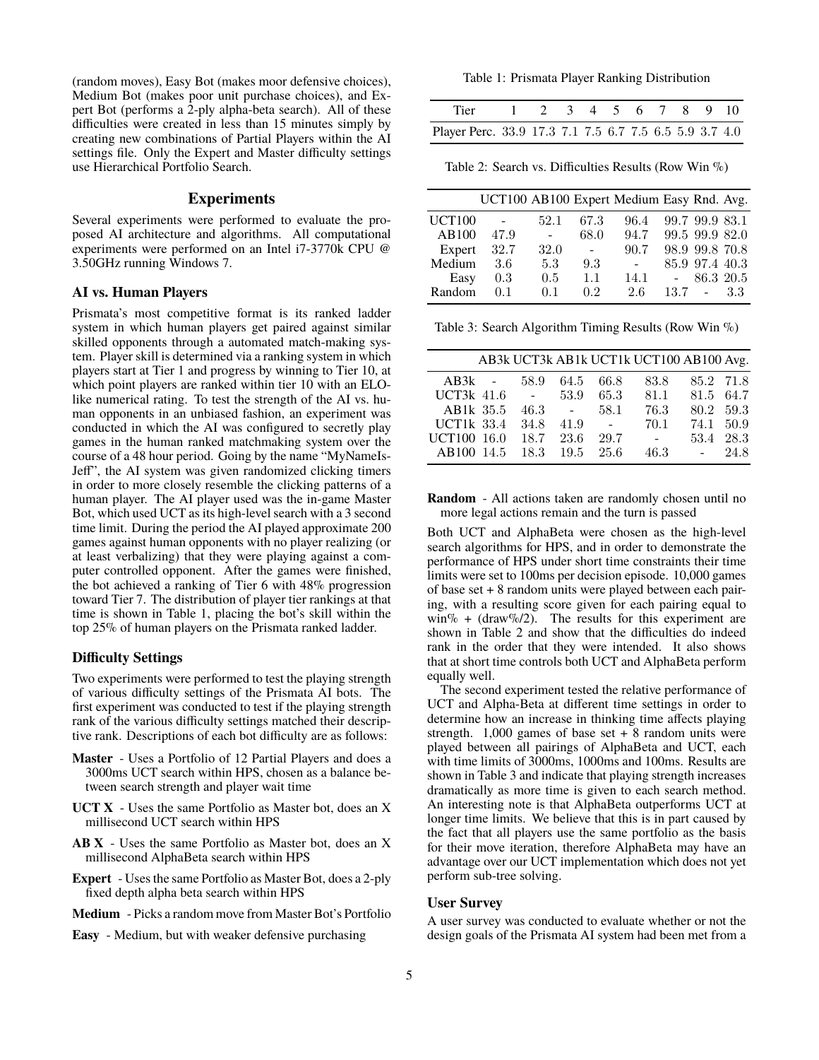(random moves), Easy Bot (makes moor defensive choices), Medium Bot (makes poor unit purchase choices), and Expert Bot (performs a 2-ply alpha-beta search). All of these difficulties were created in less than 15 minutes simply by creating new combinations of Partial Players within the AI settings file. Only the Expert and Master difficulty settings use Hierarchical Portfolio Search.

## Experiments

Several experiments were performed to evaluate the proposed AI architecture and algorithms. All computational experiments were performed on an Intel i7-3770k CPU @ 3.50GHz running Windows 7.

### AI vs. Human Players

Prismata's most competitive format is its ranked ladder system in which human players get paired against similar skilled opponents through a automated match-making system. Player skill is determined via a ranking system in which players start at Tier 1 and progress by winning to Tier 10, at which point players are ranked within tier 10 with an ELO-like numerical rating. To test the strength of the AI vs. human opponents in an unbiased fashion, an experiment was conducted in which the AI was configured to secretly play games in the human ranked matchmaking system over the course of a 48 hour period. Going by the name "MyNameIsJeff", the AI system was given randomized clicking timers in order to more closely resemble the clicking patterns of a human player. The AI player used was the in-game Master Bot, which used UCT as its high-level search with a 3 second time limit. During the period the AI played approximate 200 games against human opponents with no player realizing (or at least verbalizing) that they were playing against a computer controlled opponent. After the games were finished, the bot achieved a ranking of Tier 6 with 48% progression toward Tier 7. The distribution of player tier rankings at that time is shown in Table 1, placing the bot's skill within the top 25% of human players on the Prismata ranked ladder.

### Difficulty Settings

Two experiments were performed to test the playing strength of various difficulty settings of the Prismata AI bots. The first experiment was conducted to test if the playing strength rank of the various difficulty settings matched their descriptive rank. Descriptions of each bot difficulty are as follows:

- **Master** - Uses a Portfolio of 12 Partial Players and does a 3000ms UCT search within HPS, chosen as a balance between search strength and player wait time
- **UCT X** - Uses the same Portfolio as Master bot, does an X millisecond UCT search within HPS
- **AB X** - Uses the same Portfolio as Master bot, does an X millisecond AlphaBeta search within HPS
- **Expert** - Uses the same Portfolio as Master Bot, does a 2-ply fixed depth alpha beta search within HPS
- **Medium** - Picks a random move from Master Bot's Portfolio
- **Easy** - Medium, but with weaker defensive purchasing
- **Random** - All actions taken are randomly chosen until no more legal actions remain and the turn is passed

Table 1: Prismata Player Ranking Distribution

| Tier | 1 | 2 | 3 | 4 | 5 | 6 | 7 | 8 | 9 | 10 |
|---|---|---|---|---|---|---|---|---|---|---|
| Player Perc. | 33.9 | 17.3 | 7.1 | 7.5 | 6.7 | 7.5 | 6.5 | 5.9 | 3.7 | 4.0 |

Table 2: Search vs. Difficulties Results (Row Win %)

| | UCT100 | AB100 | Expert | Medium | Easy | Rnd. | Avg. |
|---|---|---|---|---|---|---|---|
| UCT100 | - | 52.1 | 67.3 | 96.4 | 99.7 | 99.9 | 83.1 |
| AB100 | 47.9 | - | 68.0 | 94.7 | 99.5 | 99.9 | 82.0 |
| Expert | 32.7 | 32.0 | - | 90.7 | 98.9 | 99.8 | 70.8 |
| Medium | 3.6 | 5.3 | 9.3 | - | 85.9 | 97.4 | 40.3 |
| Easy | 0.3 | 0.5 | 1.1 | 14.1 | - | 86.3 | 20.5 |
| Random | 0.1 | 0.1 | 0.2 | 2.6 | 13.7 | - | 3.3 |

Table 3: Search Algorithm Timing Results (Row Win %)

| | AB3k | UCT3k | AB1k | UCT1k | UCT100 | AB100 | Avg. |
|---|---|---|---|---|---|---|---|
| AB3k | - | 58.9 | 64.5 | 66.8 | 83.8 | 85.2 | 71.8 |
| UCT3k | 41.6 | - | 53.9 | 65.3 | 81.1 | 81.5 | 64.7 |
| AB1k | 35.5 | 46.3 | - | 58.1 | 76.3 | 80.2 | 59.3 |
| UCT1k | 33.4 | 34.8 | 41.9 | - | 70.1 | 74.1 | 50.9 |
| UCT100 | 16.0 | 18.7 | 23.6 | 29.7 | - | 53.4 | 28.3 |
| AB100 | 14.5 | 18.3 | 19.5 | 25.6 | 46.3 | - | 24.8 |

Both UCT and AlphaBeta were chosen as the high-level search algorithms for HPS, and in order to demonstrate the performance of HPS under short time constraints their time limits were set to 100ms per decision episode. 10,000 games of base set + 8 random units were played between each pairing, with a resulting score given for each pairing equal to win% + (draw%/2). The results for this experiment are shown in Table 2 and show that the difficulties do indeed rank in the order that they were intended. It also shows that at short time controls both UCT and AlphaBeta perform equally well.

The second experiment tested the relative performance of UCT and Alpha-Beta at different time settings in order to determine how an increase in thinking time affects playing strength. 1,000 games of base set + 8 random units were played between all pairings of AlphaBeta and UCT, each with time limits of 3000ms, 1000ms and 100ms. Results are shown in Table 3 and indicate that playing strength increases dramatically as more time is given to each search method. An interesting note is that AlphaBeta outperforms UCT at longer time limits. We believe that this is in part caused by the fact that all players use the same portfolio as the basis for their move iteration, therefore AlphaBeta may have an advantage over our UCT implementation which does not yet perform sub-tree solving.

### User Survey

A user survey was conducted to evaluate whether or not the design goals of the Prismata AI system had been met from a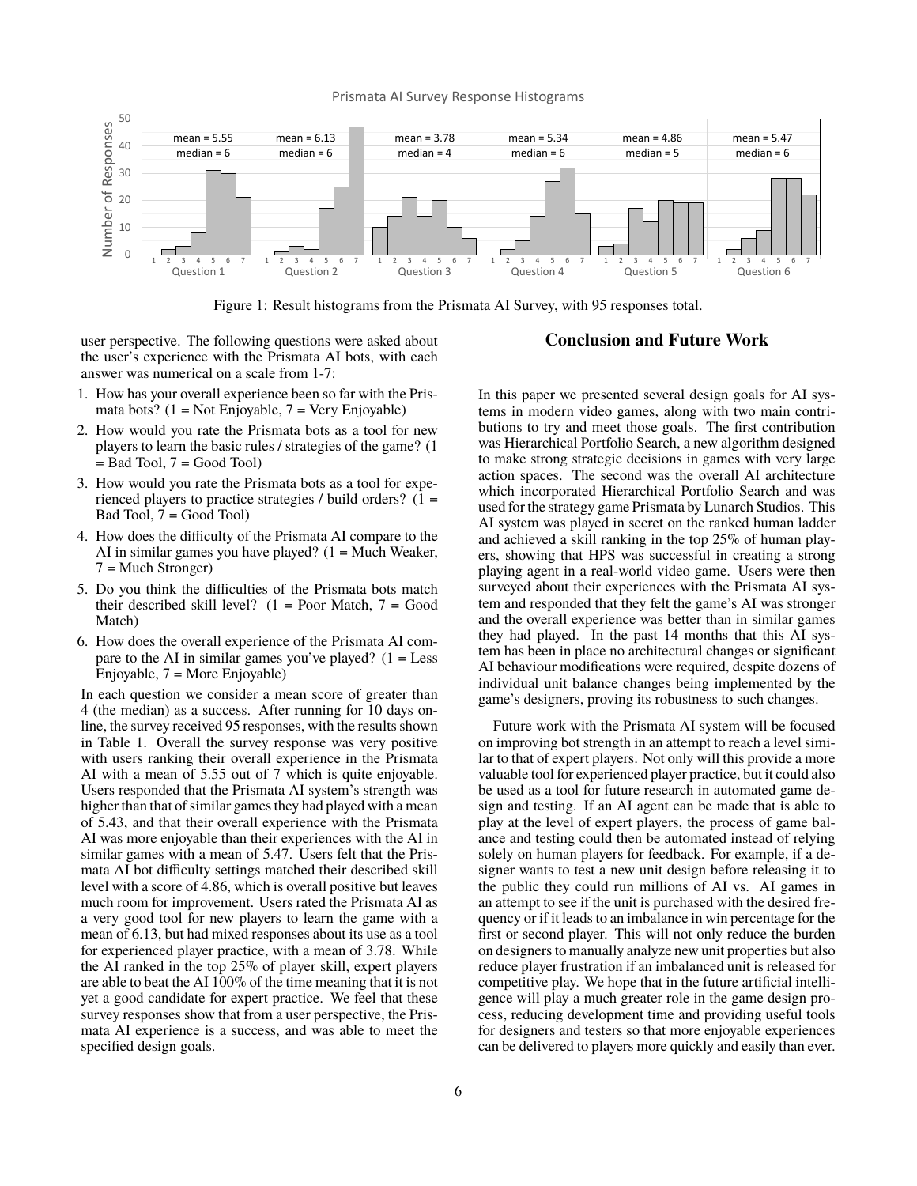Figure 1: Result histograms from the Prismata AI Survey, with 95 responses total.

user perspective. The following questions were asked about the user's experience with the Prismata AI bots, with each answer was numerical on a scale from 1-7:

1. How has your overall experience been so far with the Prismata bots? (1 = Not Enjoyable, 7 = Very Enjoyable)
2. How would you rate the Prismata bots as a tool for new players to learn the basic rules / strategies of the game? (1 = Bad Tool, 7 = Good Tool)
3. How would you rate the Prismata bots as a tool for experienced players to practice strategies / build orders? (1 = Bad Tool, 7 = Good Tool)
4. How does the difficulty of the Prismata AI compare to the AI in similar games you have played? (1 = Much Weaker, 7 = Much Stronger)
5. Do you think the difficulties of the Prismata bots match their described skill level? (1 = Poor Match, 7 = Good Match)
6. How does the overall experience of the Prismata AI compare to the AI in similar games you've played? (1 = Less Enjoyable, 7 = More Enjoyable)

In each question we consider a mean score of greater than 4 (the median) as a success. After running for 10 days online, the survey received 95 responses, with the results shown in Table 1. Overall the survey response was very positive with users ranking their overall experience in the Prismata AI with a mean of 5.55 out of 7 which is quite enjoyable. Users responded that the Prismata AI system's strength was higher than that of similar games they had played with a mean of 5.43, and that their overall experience with the Prismata AI was more enjoyable than their experiences with the AI in similar games with a mean of 5.47. Users felt that the Prismata AI bot difficulty settings matched their described skill level with a score of 4.86, which is overall positive but leaves much room for improvement. Users rated the Prismata AI as a very good tool for new players to learn the game with a mean of 6.13, but had mixed responses about its use as a tool for experienced player practice, with a mean of 3.78. While the AI ranked in the top 25% of player skill, expert players are able to beat the AI 100% of the time meaning that it is not yet a good candidate for expert practice. We feel that these survey responses show that from a user perspective, the Prismata AI experience is a success, and was able to meet the specified design goals.

## Conclusion and Future Work

In this paper we presented several design goals for AI systems in modern video games, along with two main contributions to try and meet those goals. The first contribution was Hierarchical Portfolio Search, a new algorithm designed to make strong strategic decisions in games with very large action spaces. The second was the overall AI architecture which incorporated Hierarchical Portfolio Search and was used for the strategy game Prismata by Lunarch Studios. This AI system was played in secret on the ranked human ladder and achieved a skill ranking in the top 25% of human players, showing that HPS was successful in creating a strong playing agent in a real-world video game. Users were then surveyed about their experiences with the Prismata AI system and responded that they felt the game's AI was stronger and the overall experience was better than in similar games they had played. In the past 14 months that this AI system has been in place no architectural changes or significant AI behaviour modifications were required, despite dozens of individual unit balance changes being implemented by the game's designers, proving its robustness to such changes.

Future work with the Prismata AI system will be focused on improving bot strength in an attempt to reach a level similar to that of expert players. Not only will this provide a more valuable tool for experienced player practice, but it could also be used as a tool for future research in automated game design and testing. If an AI agent can be made that is able to play at the level of expert players, the process of game balance and testing could then be automated instead of relying solely on human players for feedback. For example, if a designer wants to test a new unit design before releasing it to the public they could run millions of AI vs. AI games in an attempt to see if the unit is purchased with the desired frequency or if it leads to an imbalance in win percentage for the first or second player. This will not only reduce the burden on designers to manually analyze new unit properties but also reduce player frustration if an imbalanced unit is released for competitive play. We hope that in the future artificial intelligence will play a much greater role in the game design process, reducing development time and providing useful tools for designers and testers so that more enjoyable experiences can be delivered to players more quickly and easily than ever.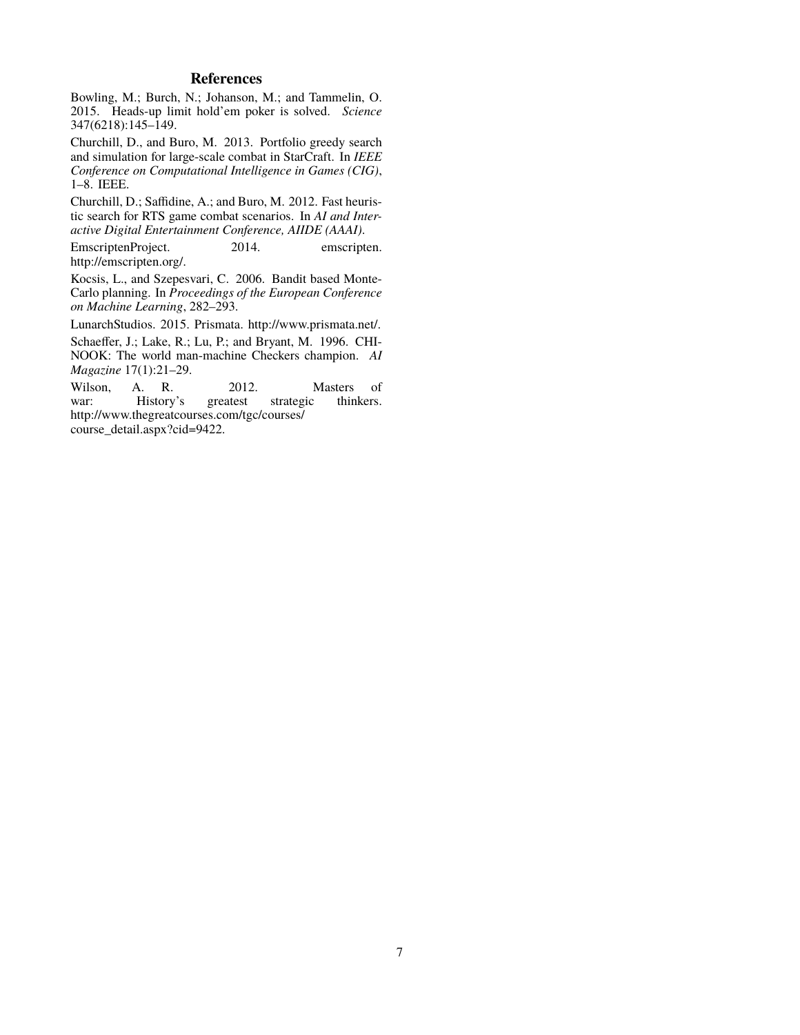## References

Bowling, M.; Burch, N.; Johanson, M.; and Tammelin, O. 2015. Heads-up limit hold'em poker is solved. *Science* 347(6218):145–149.

Churchill, D., and Buro, M. 2013. Portfolio greedy search and simulation for large-scale combat in StarCraft. In *IEEE Conference on Computational Intelligence in Games (CIG)*, 1–8. IEEE.

Churchill, D.; Saffidine, A.; and Buro, M. 2012. Fast heuristic search for RTS game combat scenarios. In *AI and Interactive Digital Entertainment Conference, AIIDE (AAAI)*.

EmscriptenProject. 2014. emscripten. http://emscripten.org/.

Kocsis, L., and Szepesvari, C. 2006. Bandit based Monte-Carlo planning. In *Proceedings of the European Conference on Machine Learning*, 282–293.

LunarchStudios. 2015. Prismata. http://www.prismata.net/.

Schaeffer, J.; Lake, R.; Lu, P.; and Bryant, M. 1996. CHINOOK: The world man-machine Checkers champion. *AI Magazine* 17(1):21–29.

Wilson, A. R. 2012. Masters of war: History's greatest strategic thinkers. http://www.thegreatcourses.com/tgc/courses/course_detail.aspx?cid=9422.